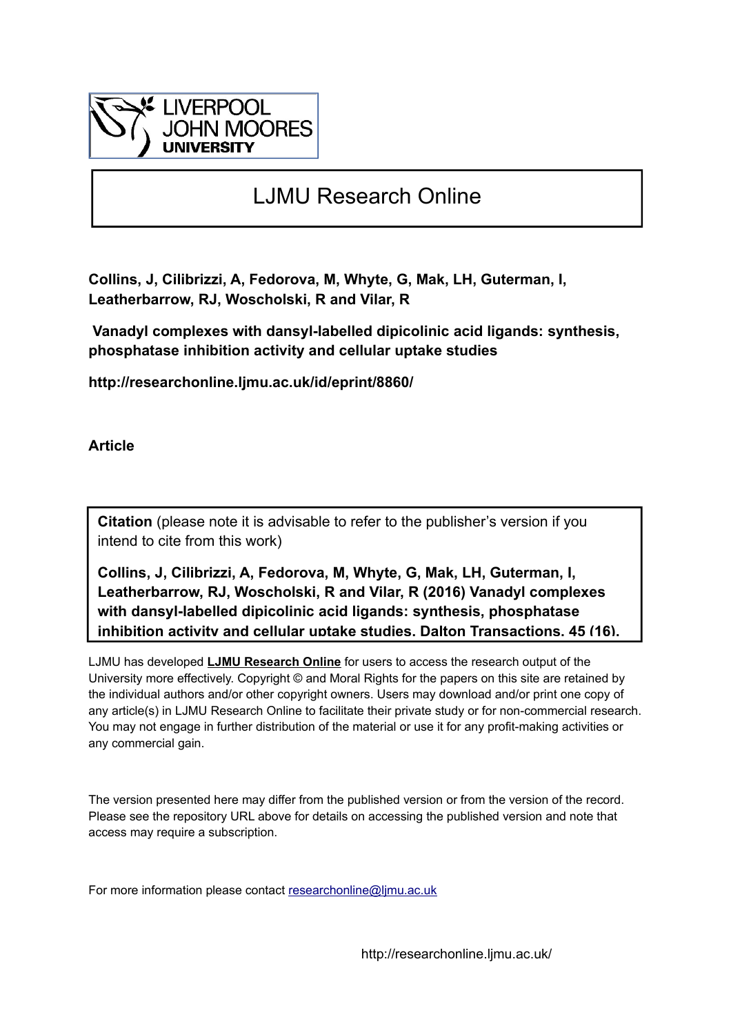LIVERPOOL JOHN MOORES UNIVERSITY

# LJMU Research Online

**Collins, J, Cilibrizzi, A, Fedorova, M, Whyte, G, Mak, LH, Guterman, I, Leatherbarrow, RJ, Woscholski, R and Vilar, R**

**Vanadyl complexes with dansyl-labelled dipicolinic acid ligands: synthesis, phosphatase inhibition activity and cellular uptake studies**

**http://researchonline.ljmu.ac.uk/id/eprint/8860/**

**Article**

**Citation** (please note it is advisable to refer to the publisher's version if you intend to cite from this work)

**Collins, J, Cilibrizzi, A, Fedorova, M, Whyte, G, Mak, LH, Guterman, I, Leatherbarrow, RJ, Woscholski, R and Vilar, R (2016) Vanadyl complexes with dansyl-labelled dipicolinic acid ligands: synthesis, phosphatase inhibition activity and cellular uptake studies. Dalton Transactions, 45 (16).**

LJMU has developed **LJMU Research Online** for users to access the research output of the University more effectively. Copyright © and Moral Rights for the papers on this site are retained by the individual authors and/or other copyright owners. Users may download and/or print one copy of any article(s) in LJMU Research Online to facilitate their private study or for non-commercial research. You may not engage in further distribution of the material or use it for any profit-making activities or any commercial gain.

The version presented here may differ from the published version or from the version of the record. Please see the repository URL above for details on accessing the published version and note that access may require a subscription.

For more information please contact researchonline@ljmu.ac.uk

http://researchonline.ljmu.ac.uk/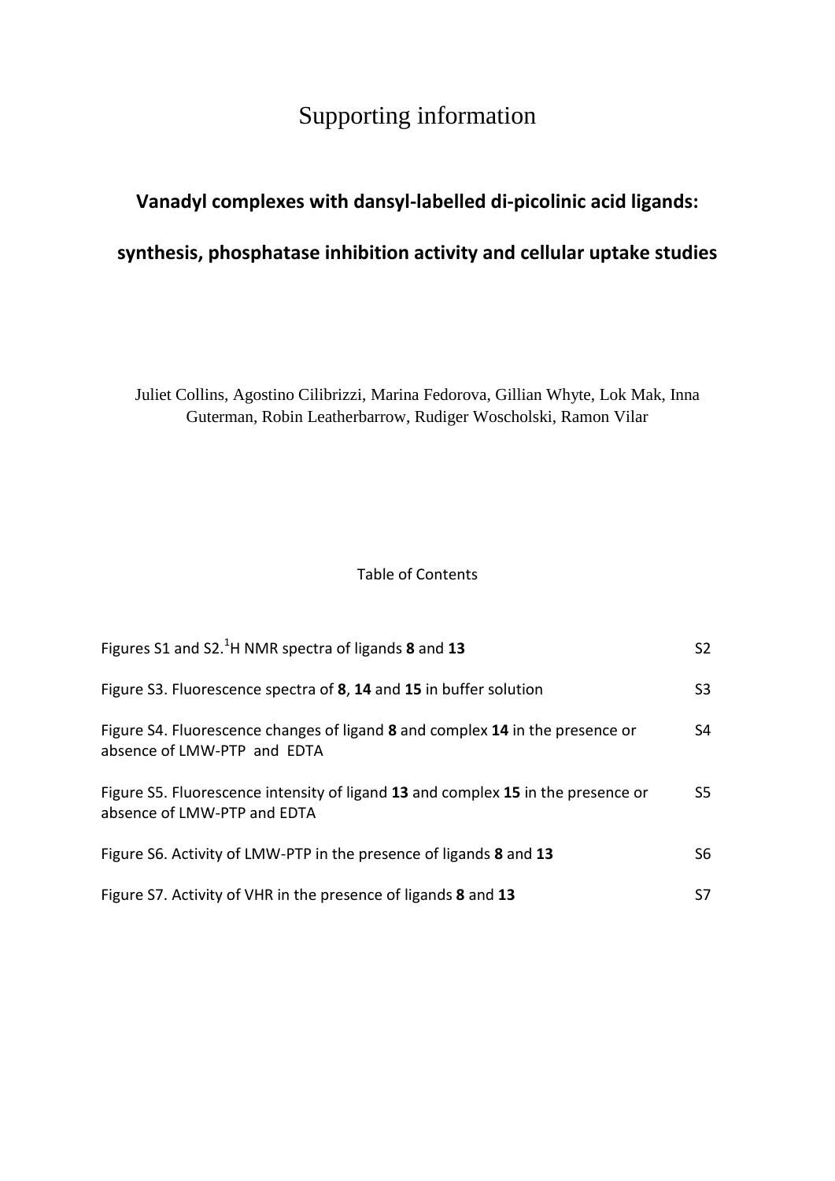# Supporting information

## Vanadyl complexes with dansyl-labelled di-picolinic acid ligands: synthesis, phosphatase inhibition activity and cellular uptake studies

Juliet Collins, Agostino Cilibrizzi, Marina Fedorova, Gillian Whyte, Lok Mak, Inna Guterman, Robin Leatherbarrow, Rudiger Woscholski, Ramon Vilar

Table of Contents

| | |
|---|---|
| Figures S1 and S2. $^{1}$H NMR spectra of ligands **8** and **13** | S2 |
| Figure S3. Fluorescence spectra of **8**, **14** and **15** in buffer solution | S3 |
| Figure S4. Fluorescence changes of ligand **8** and complex **14** in the presence or absence of LMW-PTP and EDTA | S4 |
| Figure S5. Fluorescence intensity of ligand **13** and complex **15** in the presence or absence of LMW-PTP and EDTA | S5 |
| Figure S6. Activity of LMW-PTP in the presence of ligands **8** and **13** | S6 |
| Figure S7. Activity of VHR in the presence of ligands **8** and **13** | S7 |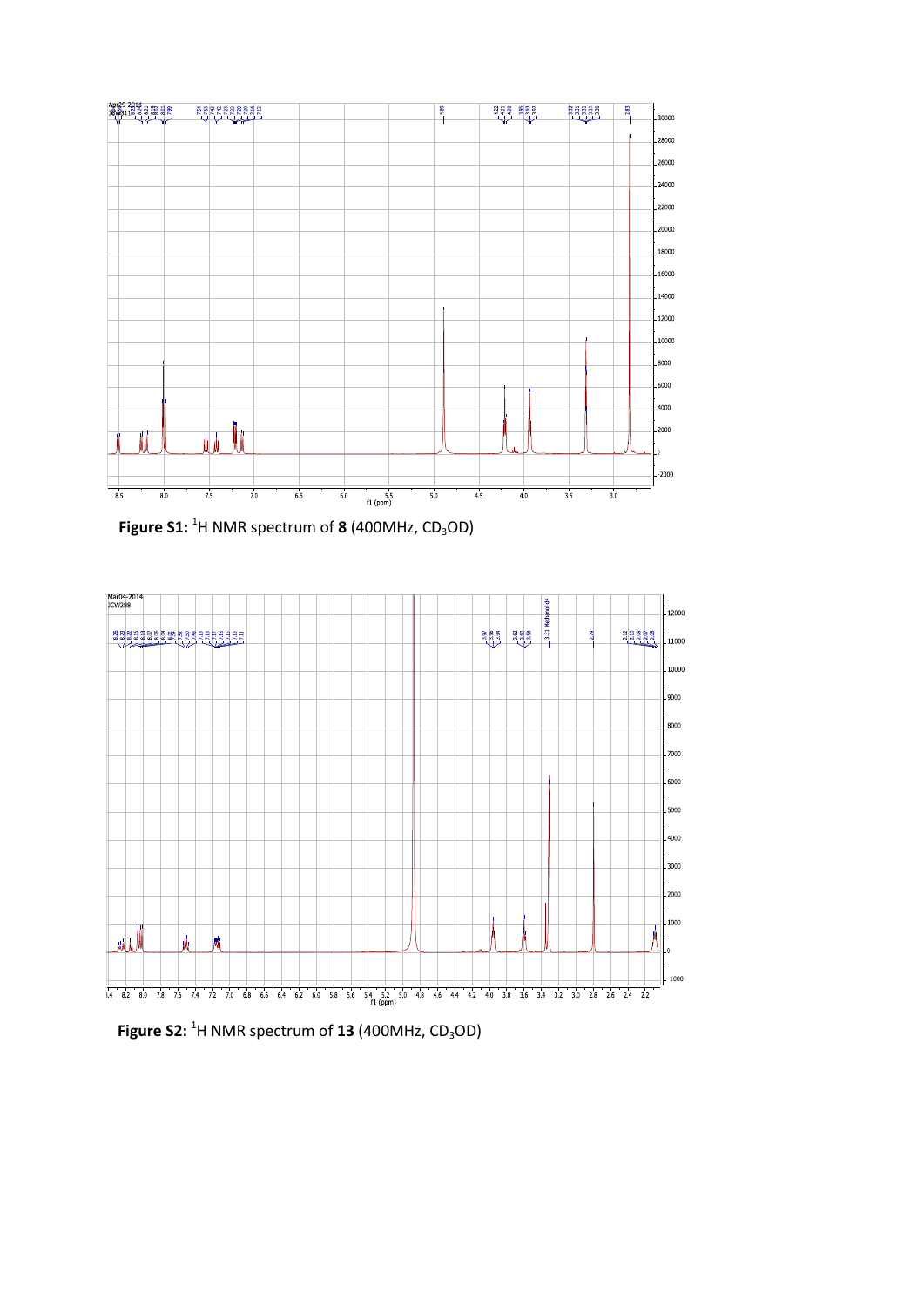**Figure S1:** $^1$H NMR spectrum of **8** (400MHz, $CD_3OD$)

**Figure S2:** $^1$H NMR spectrum of **13** (400MHz, $CD_3OD$)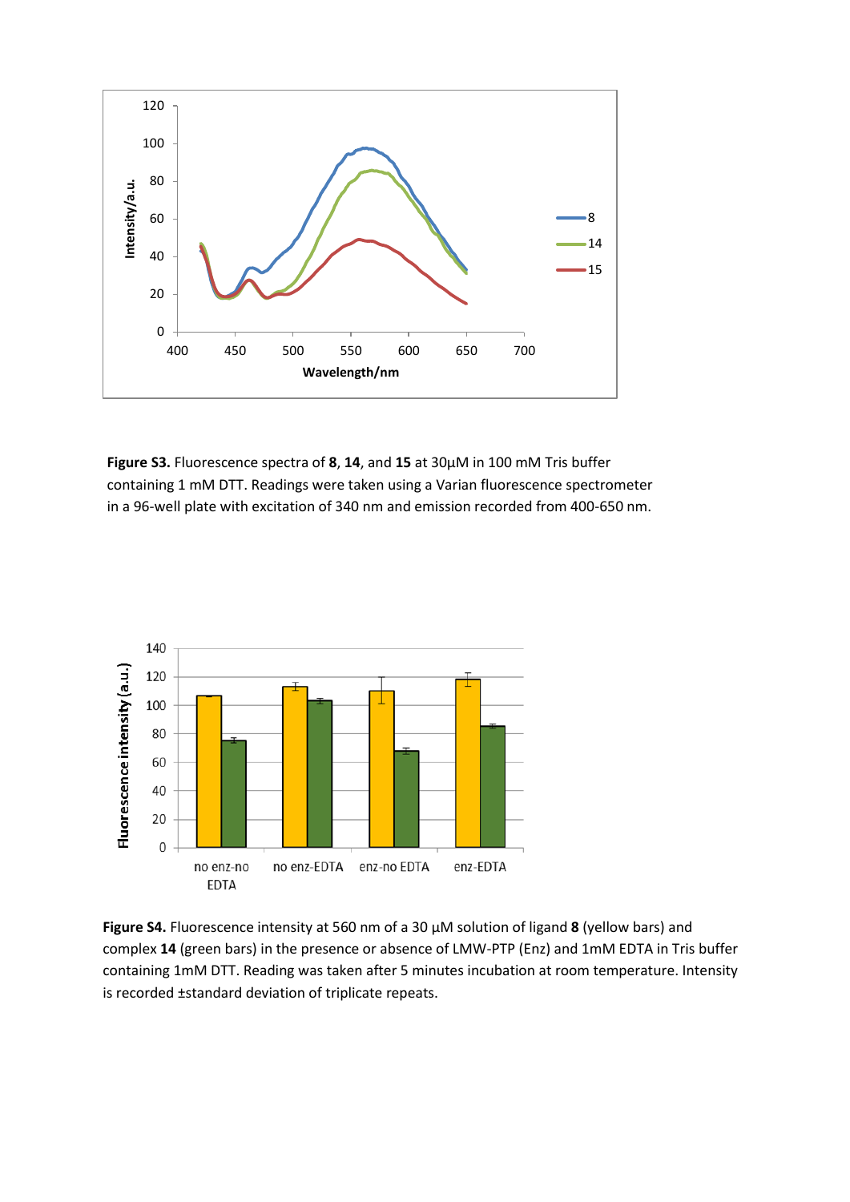**Figure S3.** Fluorescence spectra of **8**, **14**, and **15** at 30µM in 100 mM Tris buffer containing 1 mM DTT. Readings were taken using a Varian fluorescence spectrometer in a 96-well plate with excitation of 340 nm and emission recorded from 400-650 nm.

**Figure S4.** Fluorescence intensity at 560 nm of a 30 µM solution of ligand **8** (yellow bars) and complex **14** (green bars) in the presence or absence of LMW-PTP (Enz) and 1mM EDTA in Tris buffer containing 1mM DTT. Reading was taken after 5 minutes incubation at room temperature. Intensity is recorded ±standard deviation of triplicate repeats.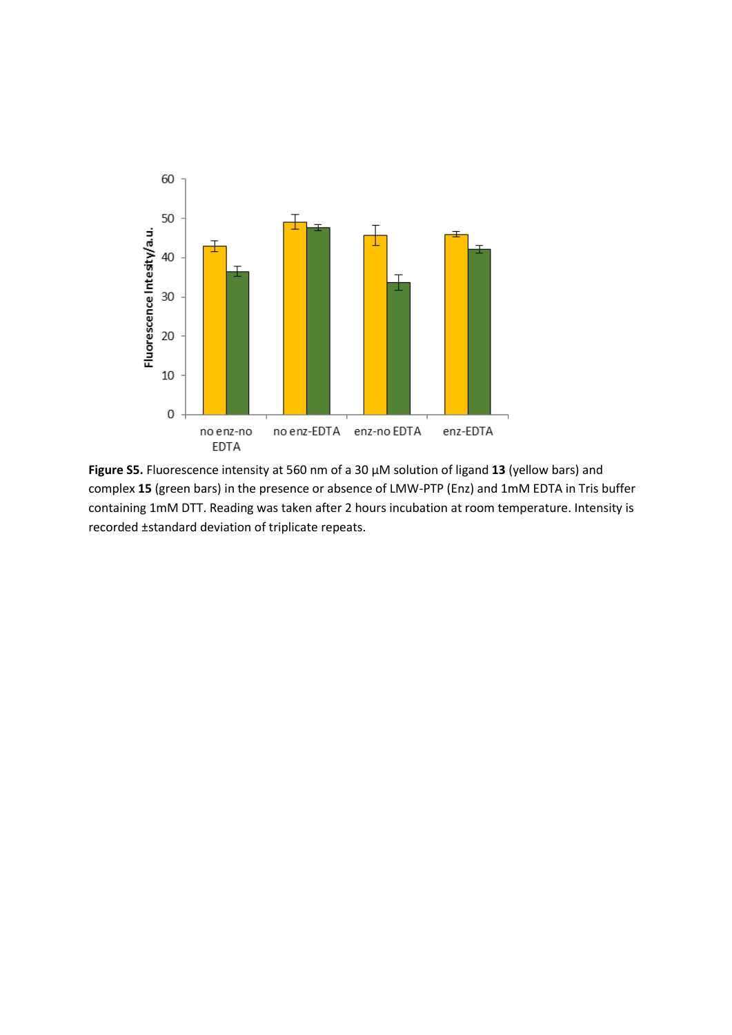**Figure S5.** Fluorescence intensity at 560 nm of a 30 μM solution of ligand **13** (yellow bars) and complex **15** (green bars) in the presence or absence of LMW-PTP (Enz) and 1mM EDTA in Tris buffer containing 1mM DTT. Reading was taken after 2 hours incubation at room temperature. Intensity is recorded ±standard deviation of triplicate repeats.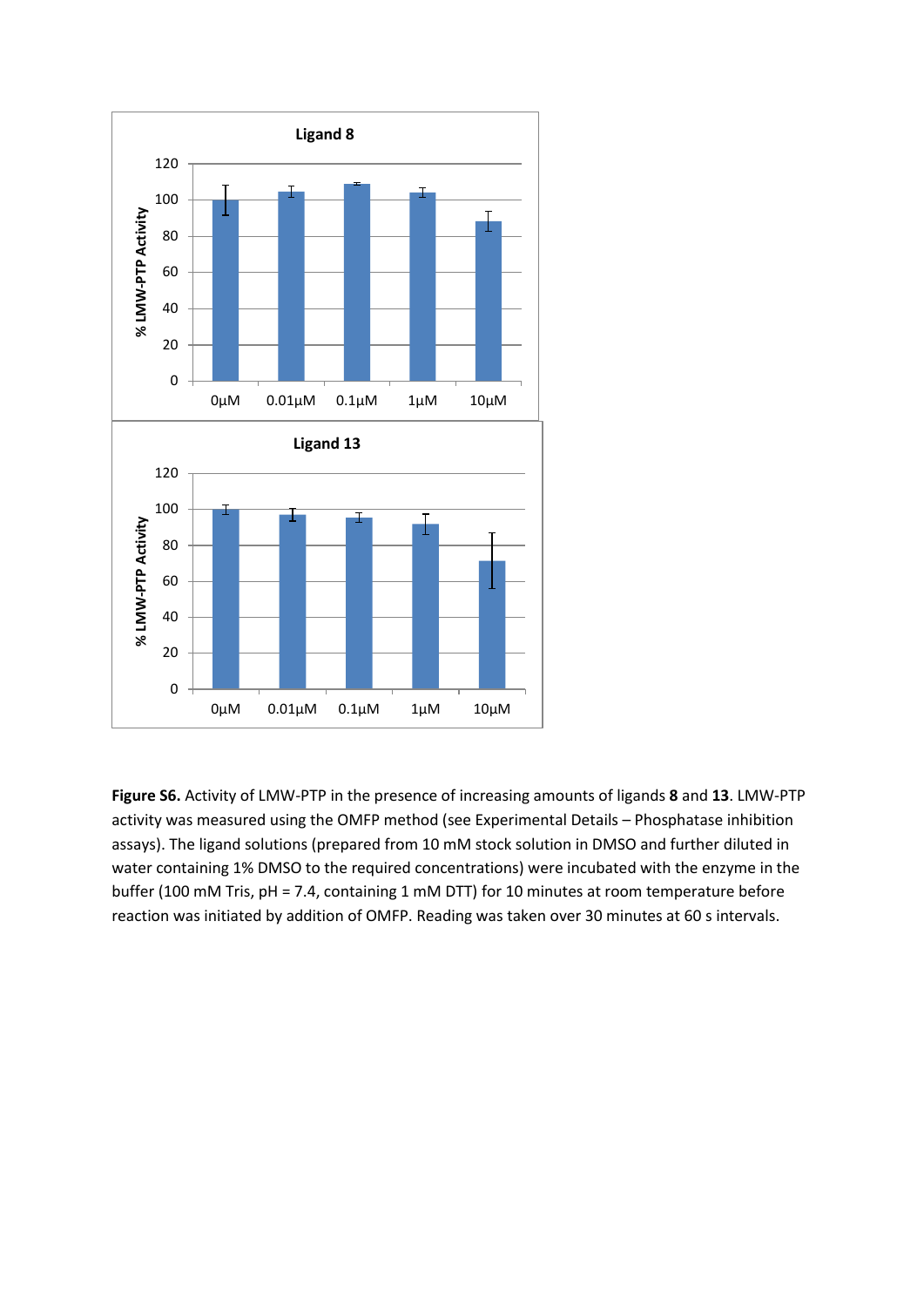**Figure S6.** Activity of LMW-PTP in the presence of increasing amounts of ligands **8** and **13**. LMW-PTP activity was measured using the OMFP method (see Experimental Details – Phosphatase inhibition assays). The ligand solutions (prepared from 10 mM stock solution in DMSO and further diluted in water containing 1% DMSO to the required concentrations) were incubated with the enzyme in the buffer (100 mM Tris, pH = 7.4, containing 1 mM DTT) for 10 minutes at room temperature before reaction was initiated by addition of OMFP. Reading was taken over 30 minutes at 60 s intervals.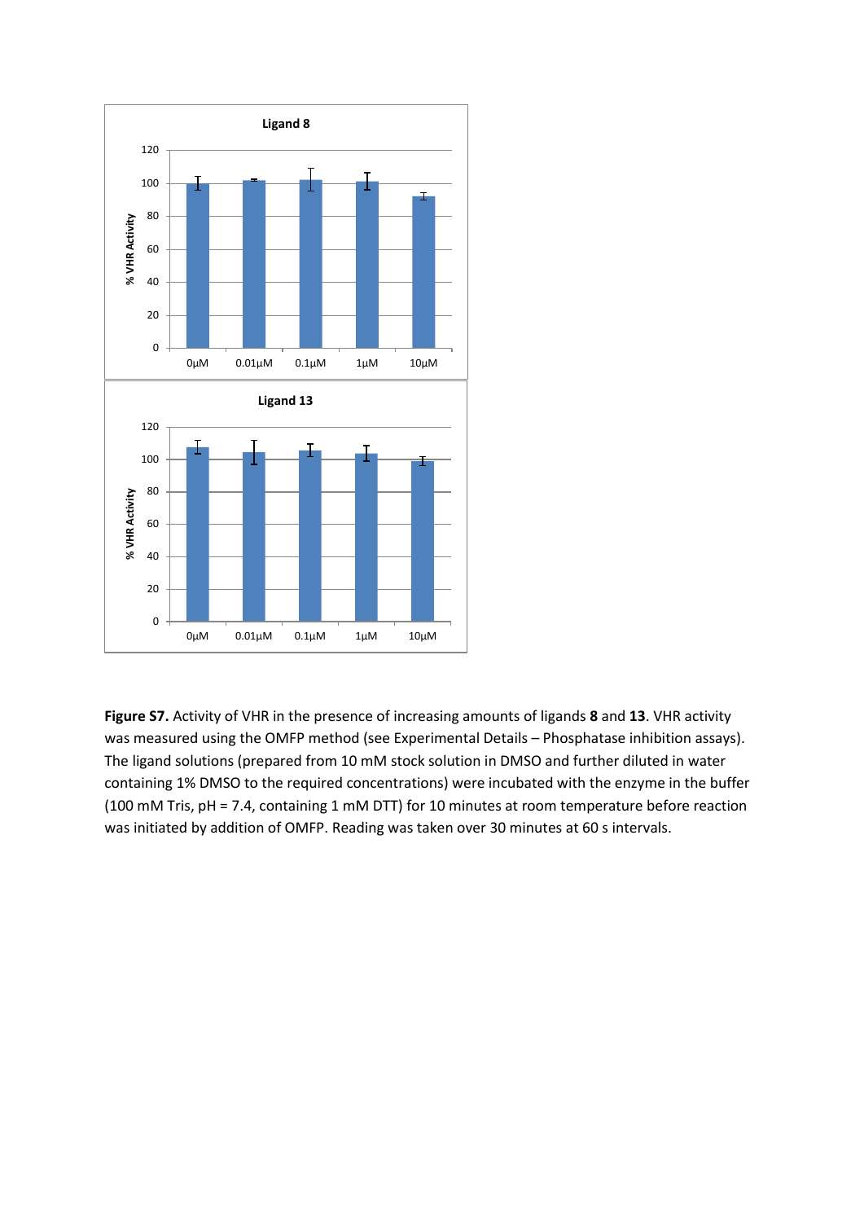Ligand 8

% VHR Activity

120
100
80
60
40
20
0

0μM 0.01μM 0.1μM 1μM 10μM

Ligand 13

% VHR Activity

120
100
80
60
40
20
0

0μM 0.01μM 0.1μM 1μM 10μM

**Figure S7.** Activity of VHR in the presence of increasing amounts of ligands **8** and **13**. VHR activity was measured using the OMFP method (see Experimental Details – Phosphatase inhibition assays). The ligand solutions (prepared from 10 mM stock solution in DMSO and further diluted in water containing 1% DMSO to the required concentrations) were incubated with the enzyme in the buffer (100 mM Tris, pH = 7.4, containing 1 mM DTT) for 10 minutes at room temperature before reaction was initiated by addition of OMFP. Reading was taken over 30 minutes at 60 s intervals.